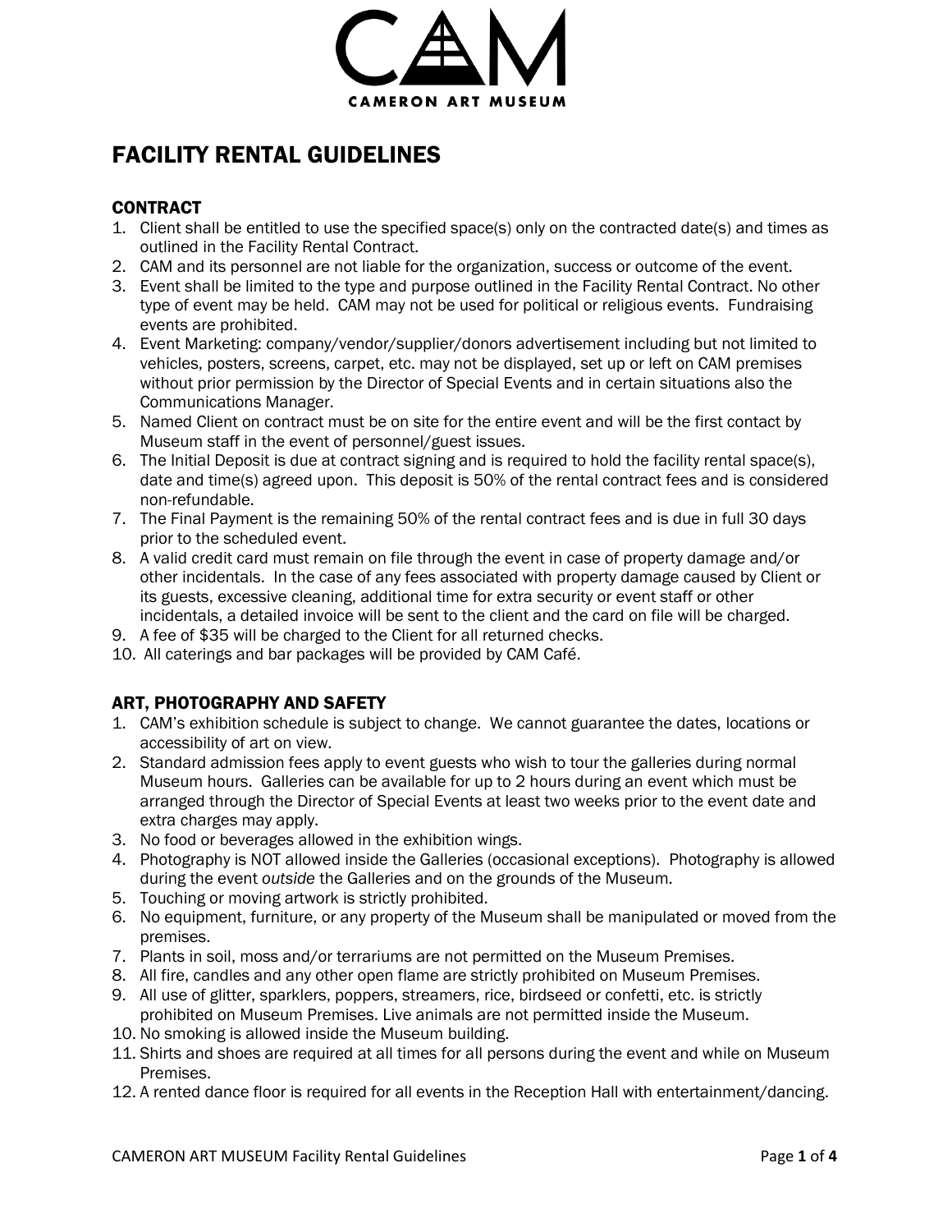CAMERON ART MUSEUM

# FACILITY RENTAL GUIDELINES

## CONTRACT

1. Client shall be entitled to use the specified space(s) only on the contracted date(s) and times as outlined in the Facility Rental Contract.
2. CAM and its personnel are not liable for the organization, success or outcome of the event.
3. Event shall be limited to the type and purpose outlined in the Facility Rental Contract. No other type of event may be held. CAM may not be used for political or religious events. Fundraising events are prohibited.
4. Event Marketing: company/vendor/supplier/donors advertisement including but not limited to vehicles, posters, screens, carpet, etc. may not be displayed, set up or left on CAM premises without prior permission by the Director of Special Events and in certain situations also the Communications Manager.
5. Named Client on contract must be on site for the entire event and will be the first contact by Museum staff in the event of personnel/guest issues.
6. The Initial Deposit is due at contract signing and is required to hold the facility rental space(s), date and time(s) agreed upon. This deposit is 50% of the rental contract fees and is considered non-refundable.
7. The Final Payment is the remaining 50% of the rental contract fees and is due in full 30 days prior to the scheduled event.
8. A valid credit card must remain on file through the event in case of property damage and/or other incidentals. In the case of any fees associated with property damage caused by Client or its guests, excessive cleaning, additional time for extra security or event staff or other incidentals, a detailed invoice will be sent to the client and the card on file will be charged.
9. A fee of $35 will be charged to the Client for all returned checks.
10. All caterings and bar packages will be provided by CAM Café.

## ART, PHOTOGRAPHY AND SAFETY

1. CAM's exhibition schedule is subject to change. We cannot guarantee the dates, locations or accessibility of art on view.
2. Standard admission fees apply to event guests who wish to tour the galleries during normal Museum hours. Galleries can be available for up to 2 hours during an event which must be arranged through the Director of Special Events at least two weeks prior to the event date and extra charges may apply.
3. No food or beverages allowed in the exhibition wings.
4. Photography is NOT allowed inside the Galleries (occasional exceptions). Photography is allowed during the event *outside* the Galleries and on the grounds of the Museum.
5. Touching or moving artwork is strictly prohibited.
6. No equipment, furniture, or any property of the Museum shall be manipulated or moved from the premises.
7. Plants in soil, moss and/or terrariums are not permitted on the Museum Premises.
8. All fire, candles and any other open flame are strictly prohibited on Museum Premises.
9. All use of glitter, sparklers, poppers, streamers, rice, birdseed or confetti, etc. is strictly prohibited on Museum Premises. Live animals are not permitted inside the Museum.
10. No smoking is allowed inside the Museum building.
11. Shirts and shoes are required at all times for all persons during the event and while on Museum Premises.
12. A rented dance floor is required for all events in the Reception Hall with entertainment/dancing.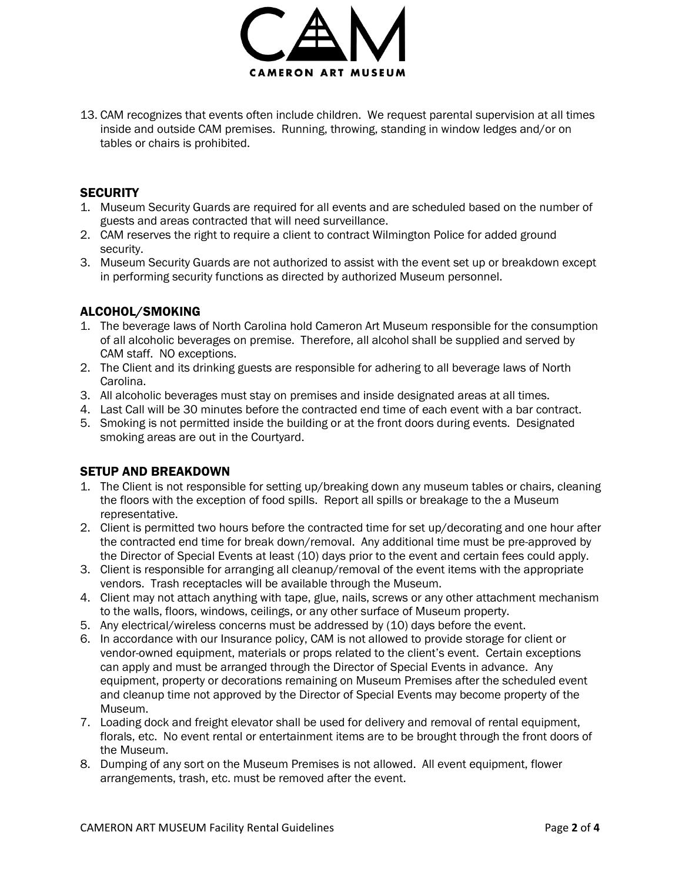13. CAM recognizes that events often include children. We request parental supervision at all times inside and outside CAM premises. Running, throwing, standing in window ledges and/or on tables or chairs is prohibited.

## SECURITY

1. Museum Security Guards are required for all events and are scheduled based on the number of guests and areas contracted that will need surveillance.
2. CAM reserves the right to require a client to contract Wilmington Police for added ground security.
3. Museum Security Guards are not authorized to assist with the event set up or breakdown except in performing security functions as directed by authorized Museum personnel.

## ALCOHOL/SMOKING

1. The beverage laws of North Carolina hold Cameron Art Museum responsible for the consumption of all alcoholic beverages on premise. Therefore, all alcohol shall be supplied and served by CAM staff. NO exceptions.
2. The Client and its drinking guests are responsible for adhering to all beverage laws of North Carolina.
3. All alcoholic beverages must stay on premises and inside designated areas at all times.
4. Last Call will be 30 minutes before the contracted end time of each event with a bar contract.
5. Smoking is not permitted inside the building or at the front doors during events. Designated smoking areas are out in the Courtyard.

## SETUP AND BREAKDOWN

1. The Client is not responsible for setting up/breaking down any museum tables or chairs, cleaning the floors with the exception of food spills. Report all spills or breakage to the a Museum representative.
2. Client is permitted two hours before the contracted time for set up/decorating and one hour after the contracted end time for break down/removal. Any additional time must be pre-approved by the Director of Special Events at least (10) days prior to the event and certain fees could apply.
3. Client is responsible for arranging all cleanup/removal of the event items with the appropriate vendors. Trash receptacles will be available through the Museum.
4. Client may not attach anything with tape, glue, nails, screws or any other attachment mechanism to the walls, floors, windows, ceilings, or any other surface of Museum property.
5. Any electrical/wireless concerns must be addressed by (10) days before the event.
6. In accordance with our Insurance policy, CAM is not allowed to provide storage for client or vendor-owned equipment, materials or props related to the client's event. Certain exceptions can apply and must be arranged through the Director of Special Events in advance. Any equipment, property or decorations remaining on Museum Premises after the scheduled event and cleanup time not approved by the Director of Special Events may become property of the Museum.
7. Loading dock and freight elevator shall be used for delivery and removal of rental equipment, florals, etc. No event rental or entertainment items are to be brought through the front doors of the Museum.
8. Dumping of any sort on the Museum Premises is not allowed. All event equipment, flower arrangements, trash, etc. must be removed after the event.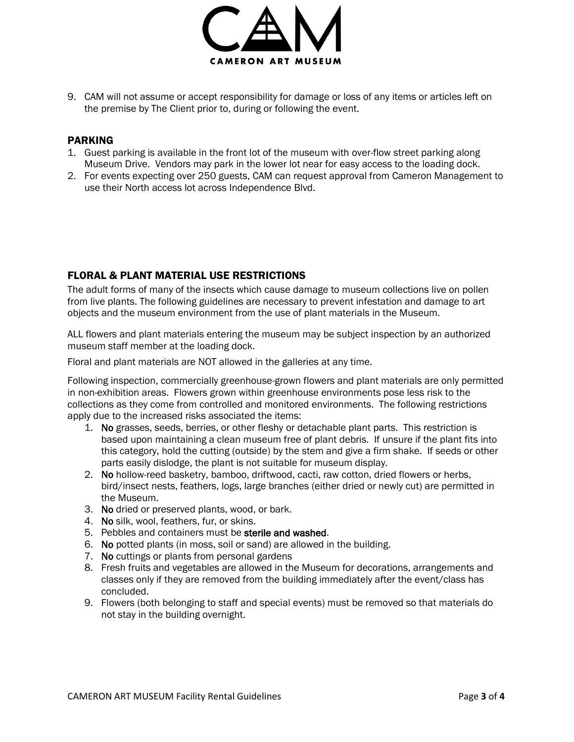9. CAM will not assume or accept responsibility for damage or loss of any items or articles left on the premise by The Client prior to, during or following the event.

## PARKING

1. Guest parking is available in the front lot of the museum with over-flow street parking along Museum Drive. Vendors may park in the lower lot near for easy access to the loading dock.
2. For events expecting over 250 guests, CAM can request approval from Cameron Management to use their North access lot across Independence Blvd.

## FLORAL & PLANT MATERIAL USE RESTRICTIONS

The adult forms of many of the insects which cause damage to museum collections live on pollen from live plants. The following guidelines are necessary to prevent infestation and damage to art objects and the museum environment from the use of plant materials in the Museum.

ALL flowers and plant materials entering the museum may be subject inspection by an authorized museum staff member at the loading dock.

Floral and plant materials are NOT allowed in the galleries at any time.

Following inspection, commercially greenhouse-grown flowers and plant materials are only permitted in non-exhibition areas. Flowers grown within greenhouse environments pose less risk to the collections as they come from controlled and monitored environments. The following restrictions apply due to the increased risks associated the items:

1. **No** grasses, seeds, berries, or other fleshy or detachable plant parts. This restriction is based upon maintaining a clean museum free of plant debris. If unsure if the plant fits into this category, hold the cutting (outside) by the stem and give a firm shake. If seeds or other parts easily dislodge, the plant is not suitable for museum display.
2. **No** hollow-reed basketry, bamboo, driftwood, cacti, raw cotton, dried flowers or herbs, bird/insect nests, feathers, logs, large branches (either dried or newly cut) are permitted in the Museum.
3. **No** dried or preserved plants, wood, or bark.
4. **No** silk, wool, feathers, fur, or skins.
5. Pebbles and containers must be **sterile and washed**.
6. **No** potted plants (in moss, soil or sand) are allowed in the building.
7. **No** cuttings or plants from personal gardens
8. Fresh fruits and vegetables are allowed in the Museum for decorations, arrangements and classes only if they are removed from the building immediately after the event/class has concluded.
9. Flowers (both belonging to staff and special events) must be removed so that materials do not stay in the building overnight.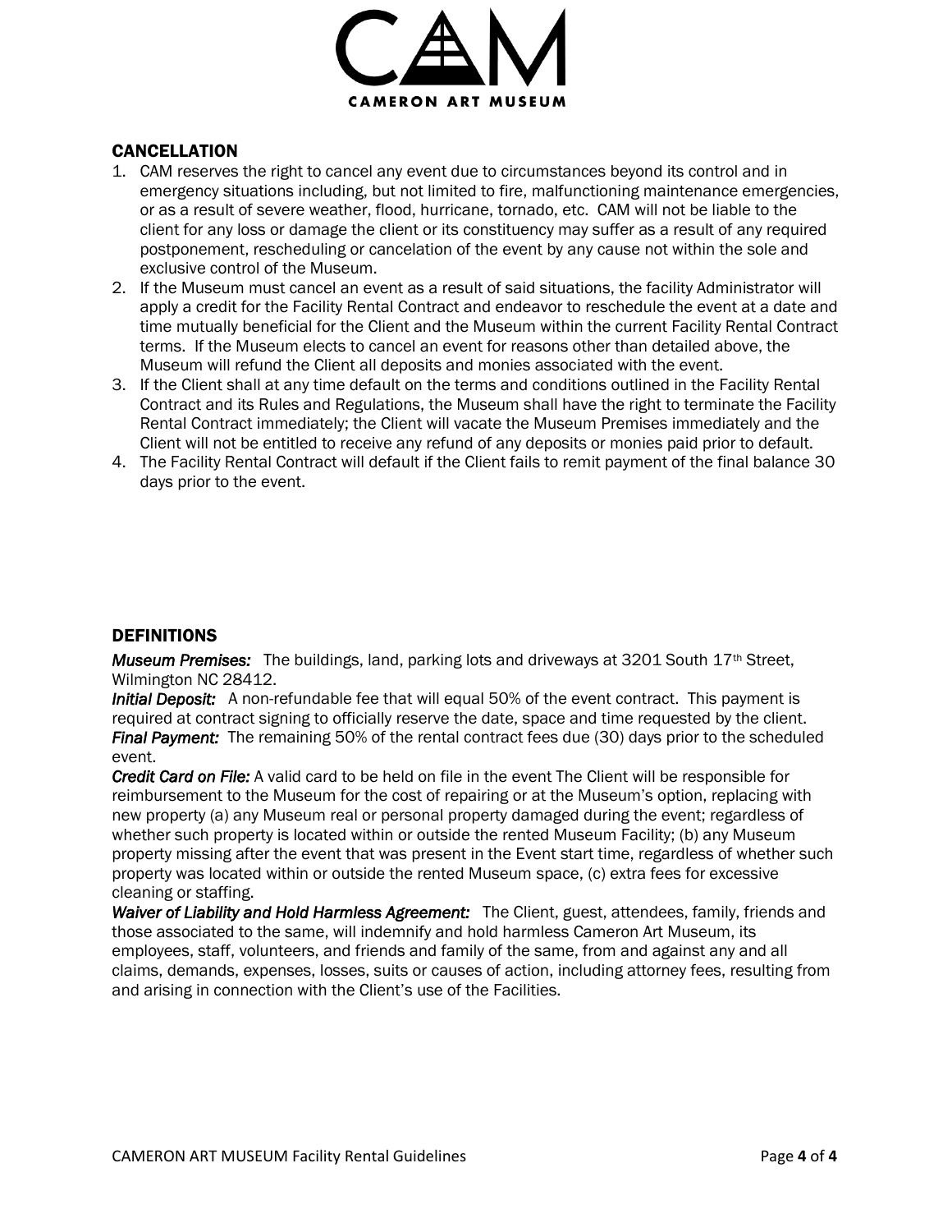## CANCELLATION

1. CAM reserves the right to cancel any event due to circumstances beyond its control and in emergency situations including, but not limited to fire, malfunctioning maintenance emergencies, or as a result of severe weather, flood, hurricane, tornado, etc. CAM will not be liable to the client for any loss or damage the client or its constituency may suffer as a result of any required postponement, rescheduling or cancelation of the event by any cause not within the sole and exclusive control of the Museum.
2. If the Museum must cancel an event as a result of said situations, the facility Administrator will apply a credit for the Facility Rental Contract and endeavor to reschedule the event at a date and time mutually beneficial for the Client and the Museum within the current Facility Rental Contract terms. If the Museum elects to cancel an event for reasons other than detailed above, the Museum will refund the Client all deposits and monies associated with the event.
3. If the Client shall at any time default on the terms and conditions outlined in the Facility Rental Contract and its Rules and Regulations, the Museum shall have the right to terminate the Facility Rental Contract immediately; the Client will vacate the Museum Premises immediately and the Client will not be entitled to receive any refund of any deposits or monies paid prior to default.
4. The Facility Rental Contract will default if the Client fails to remit payment of the final balance 30 days prior to the event.

## DEFINITIONS

***Museum Premises:*** The buildings, land, parking lots and driveways at 3201 South 17th Street, Wilmington NC 28412.

***Initial Deposit:*** A non-refundable fee that will equal 50% of the event contract. This payment is required at contract signing to officially reserve the date, space and time requested by the client.

***Final Payment:*** The remaining 50% of the rental contract fees due (30) days prior to the scheduled event.

***Credit Card on File:*** A valid card to be held on file in the event The Client will be responsible for reimbursement to the Museum for the cost of repairing or at the Museum's option, replacing with new property (a) any Museum real or personal property damaged during the event; regardless of whether such property is located within or outside the rented Museum Facility; (b) any Museum property missing after the event that was present in the Event start time, regardless of whether such property was located within or outside the rented Museum space, (c) extra fees for excessive cleaning or staffing.

***Waiver of Liability and Hold Harmless Agreement:*** The Client, guest, attendees, family, friends and those associated to the same, will indemnify and hold harmless Cameron Art Museum, its employees, staff, volunteers, and friends and family of the same, from and against any and all claims, demands, expenses, losses, suits or causes of action, including attorney fees, resulting from and arising in connection with the Client's use of the Facilities.